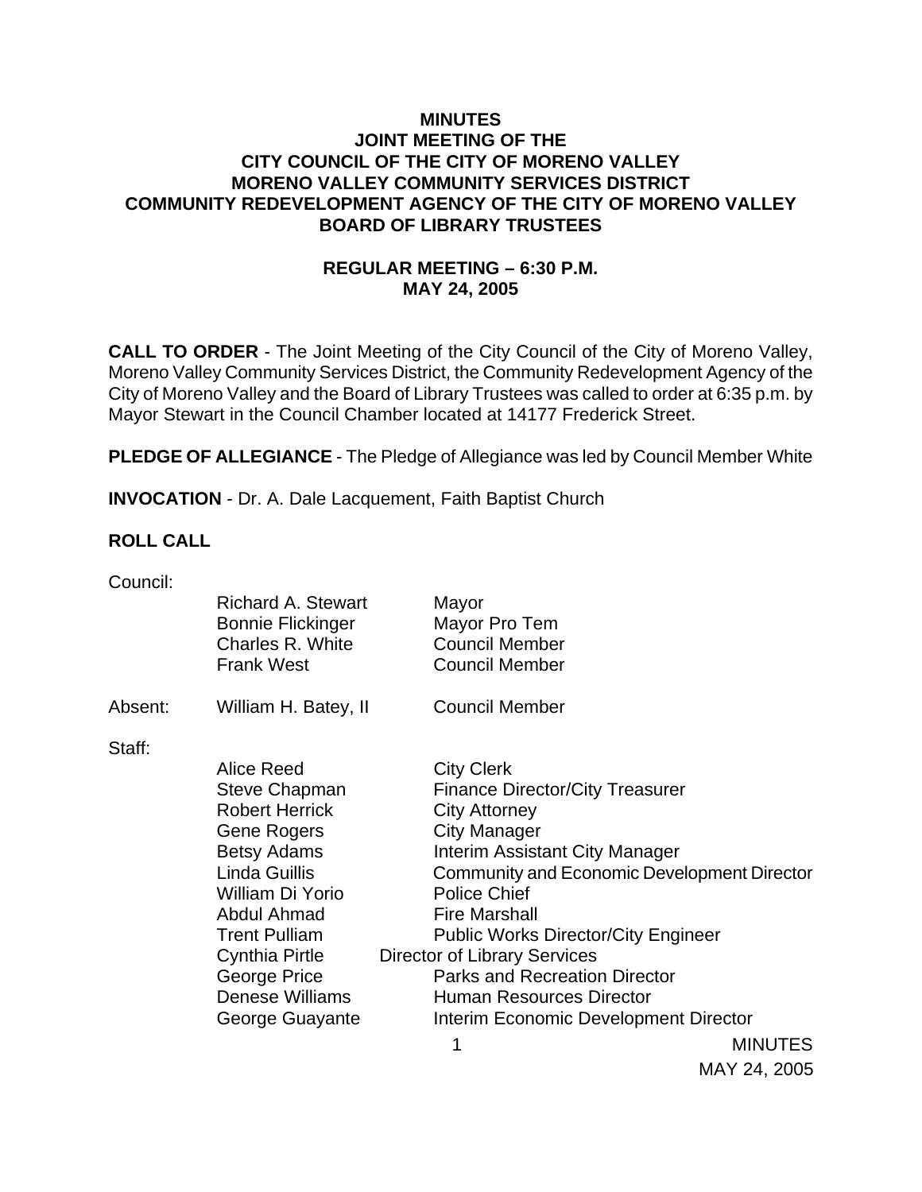# MINUTES
## JOINT MEETING OF THE
## CITY COUNCIL OF THE CITY OF MORENO VALLEY
## MORENO VALLEY COMMUNITY SERVICES DISTRICT
## COMMUNITY REDEVELOPMENT AGENCY OF THE CITY OF MORENO VALLEY
## BOARD OF LIBRARY TRUSTEES

### REGULAR MEETING – 6:30 P.M.
### MAY 24, 2005

**CALL TO ORDER** - The Joint Meeting of the City Council of the City of Moreno Valley, Moreno Valley Community Services District, the Community Redevelopment Agency of the City of Moreno Valley and the Board of Library Trustees was called to order at 6:35 p.m. by Mayor Stewart in the Council Chamber located at 14177 Frederick Street.

**PLEDGE OF ALLEGIANCE** - The Pledge of Allegiance was led by Council Member White

**INVOCATION** - Dr. A. Dale Lacquement, Faith Baptist Church

**ROLL CALL**

Council:

| | | |
|---|---|---|
| | Richard A. Stewart | Mayor |
| | Bonnie Flickinger | Mayor Pro Tem |
| | Charles R. White | Council Member |
| | Frank West | Council Member |
| Absent: | William H. Batey, II | Council Member |
| Staff: | | |
| | Alice Reed | City Clerk |
| | Steve Chapman | Finance Director/City Treasurer |
| | Robert Herrick | City Attorney |
| | Gene Rogers | City Manager |
| | Betsy Adams | Interim Assistant City Manager |
| | Linda Guillis | Community and Economic Development Director |
| | William Di Yorio | Police Chief |
| | Abdul Ahmad | Fire Marshall |
| | Trent Pulliam | Public Works Director/City Engineer |
| | Cynthia Pirtle | Director of Library Services |
| | George Price | Parks and Recreation Director |
| | Denese Williams | Human Resources Director |
| | George Guayante | Interim Economic Development Director |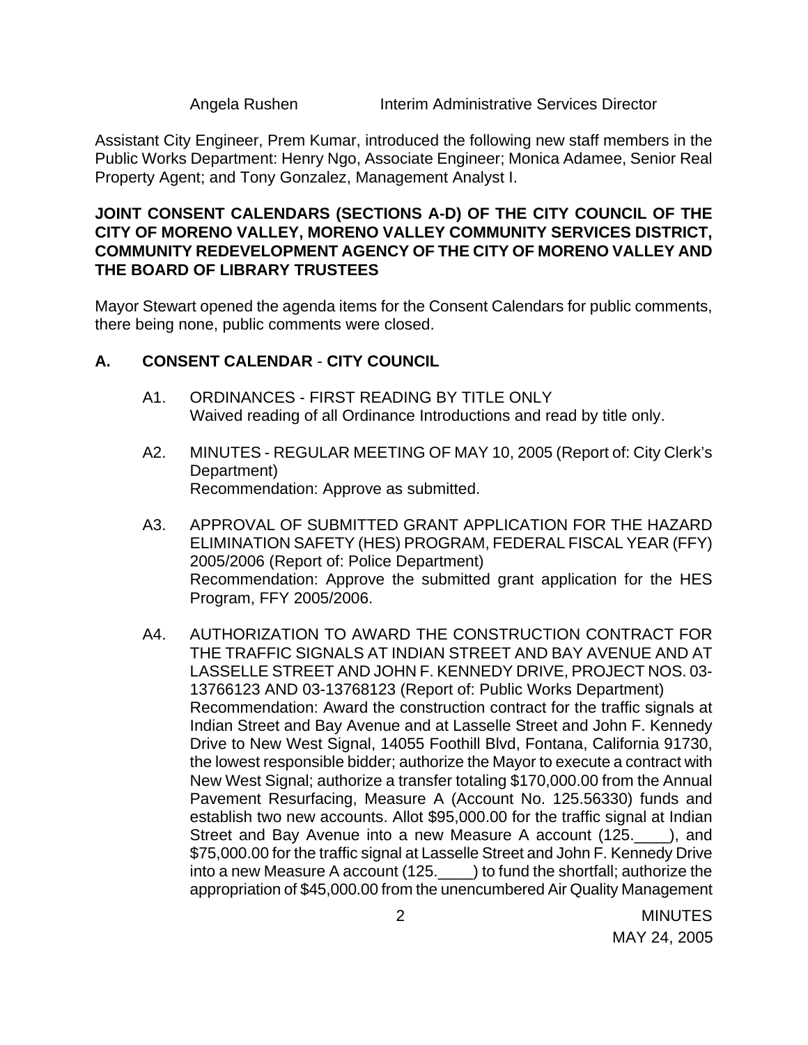Angela Rushen Interim Administrative Services Director

Assistant City Engineer, Prem Kumar, introduced the following new staff members in the Public Works Department: Henry Ngo, Associate Engineer; Monica Adamee, Senior Real Property Agent; and Tony Gonzalez, Management Analyst I.

**JOINT CONSENT CALENDARS (SECTIONS A-D) OF THE CITY COUNCIL OF THE CITY OF MORENO VALLEY, MORENO VALLEY COMMUNITY SERVICES DISTRICT, COMMUNITY REDEVELOPMENT AGENCY OF THE CITY OF MORENO VALLEY AND THE BOARD OF LIBRARY TRUSTEES**

Mayor Stewart opened the agenda items for the Consent Calendars for public comments, there being none, public comments were closed.

**A. CONSENT CALENDAR - CITY COUNCIL**

A1. ORDINANCES - FIRST READING BY TITLE ONLY
Waived reading of all Ordinance Introductions and read by title only.

A2. MINUTES - REGULAR MEETING OF MAY 10, 2005 (Report of: City Clerk's Department)
Recommendation: Approve as submitted.

A3. APPROVAL OF SUBMITTED GRANT APPLICATION FOR THE HAZARD ELIMINATION SAFETY (HES) PROGRAM, FEDERAL FISCAL YEAR (FFY) 2005/2006 (Report of: Police Department)
Recommendation: Approve the submitted grant application for the HES Program, FFY 2005/2006.

A4. AUTHORIZATION TO AWARD THE CONSTRUCTION CONTRACT FOR THE TRAFFIC SIGNALS AT INDIAN STREET AND BAY AVENUE AND AT LASSELLE STREET AND JOHN F. KENNEDY DRIVE, PROJECT NOS. 03-13766123 AND 03-13768123 (Report of: Public Works Department)
Recommendation: Award the construction contract for the traffic signals at Indian Street and Bay Avenue and at Lasselle Street and John F. Kennedy Drive to New West Signal, 14055 Foothill Blvd, Fontana, California 91730, the lowest responsible bidder; authorize the Mayor to execute a contract with New West Signal; authorize a transfer totaling $170,000.00 from the Annual Pavement Resurfacing, Measure A (Account No. 125.56330) funds and establish two new accounts. Allot $95,000.00 for the traffic signal at Indian Street and Bay Avenue into a new Measure A account (125.____), and $75,000.00 for the traffic signal at Lasselle Street and John F. Kennedy Drive into a new Measure A account (125.____) to fund the shortfall; authorize the appropriation of $45,000.00 from the unencumbered Air Quality Management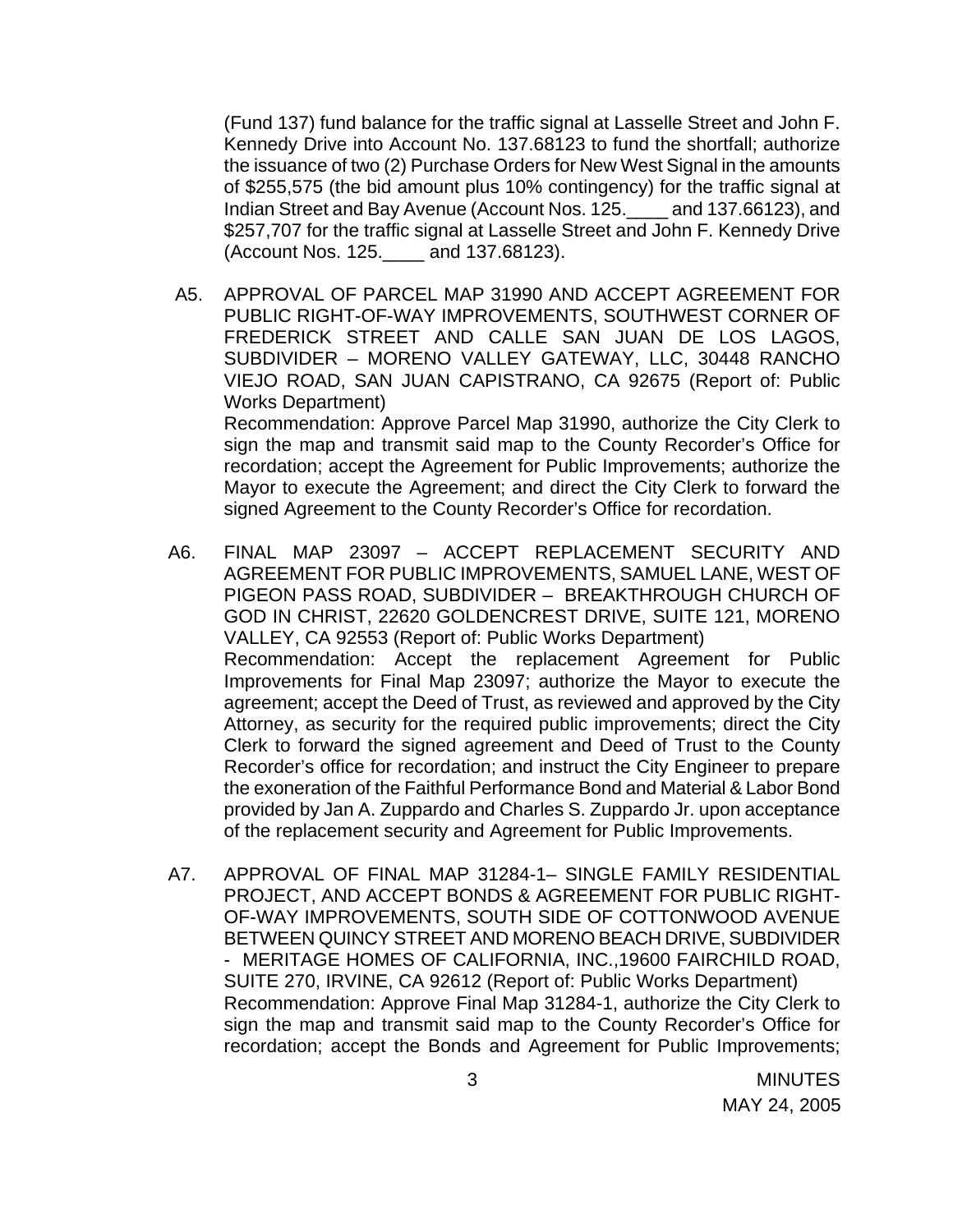(Fund 137) fund balance for the traffic signal at Lasselle Street and John F. Kennedy Drive into Account No. 137.68123 to fund the shortfall; authorize the issuance of two (2) Purchase Orders for New West Signal in the amounts of $255,575 (the bid amount plus 10% contingency) for the traffic signal at Indian Street and Bay Avenue (Account Nos. 125.____ and 137.66123), and $257,707 for the traffic signal at Lasselle Street and John F. Kennedy Drive (Account Nos. 125.____ and 137.68123).

A5. APPROVAL OF PARCEL MAP 31990 AND ACCEPT AGREEMENT FOR PUBLIC RIGHT-OF-WAY IMPROVEMENTS, SOUTHWEST CORNER OF FREDERICK STREET AND CALLE SAN JUAN DE LOS LAGOS, SUBDIVIDER – MORENO VALLEY GATEWAY, LLC, 30448 RANCHO VIEJO ROAD, SAN JUAN CAPISTRANO, CA 92675 (Report of: Public Works Department)
Recommendation: Approve Parcel Map 31990, authorize the City Clerk to sign the map and transmit said map to the County Recorder's Office for recordation; accept the Agreement for Public Improvements; authorize the Mayor to execute the Agreement; and direct the City Clerk to forward the signed Agreement to the County Recorder's Office for recordation.

A6. FINAL MAP 23097 – ACCEPT REPLACEMENT SECURITY AND AGREEMENT FOR PUBLIC IMPROVEMENTS, SAMUEL LANE, WEST OF PIGEON PASS ROAD, SUBDIVIDER – BREAKTHROUGH CHURCH OF GOD IN CHRIST, 22620 GOLDENCREST DRIVE, SUITE 121, MORENO VALLEY, CA 92553 (Report of: Public Works Department)
Recommendation: Accept the replacement Agreement for Public Improvements for Final Map 23097; authorize the Mayor to execute the agreement; accept the Deed of Trust, as reviewed and approved by the City Attorney, as security for the required public improvements; direct the City Clerk to forward the signed agreement and Deed of Trust to the County Recorder's office for recordation; and instruct the City Engineer to prepare the exoneration of the Faithful Performance Bond and Material & Labor Bond provided by Jan A. Zuppardo and Charles S. Zuppardo Jr. upon acceptance of the replacement security and Agreement for Public Improvements.

A7. APPROVAL OF FINAL MAP 31284-1– SINGLE FAMILY RESIDENTIAL PROJECT, AND ACCEPT BONDS & AGREEMENT FOR PUBLIC RIGHT-OF-WAY IMPROVEMENTS, SOUTH SIDE OF COTTONWOOD AVENUE BETWEEN QUINCY STREET AND MORENO BEACH DRIVE, SUBDIVIDER - MERITAGE HOMES OF CALIFORNIA, INC.,19600 FAIRCHILD ROAD, SUITE 270, IRVINE, CA 92612 (Report of: Public Works Department)
Recommendation: Approve Final Map 31284-1, authorize the City Clerk to sign the map and transmit said map to the County Recorder's Office for recordation; accept the Bonds and Agreement for Public Improvements;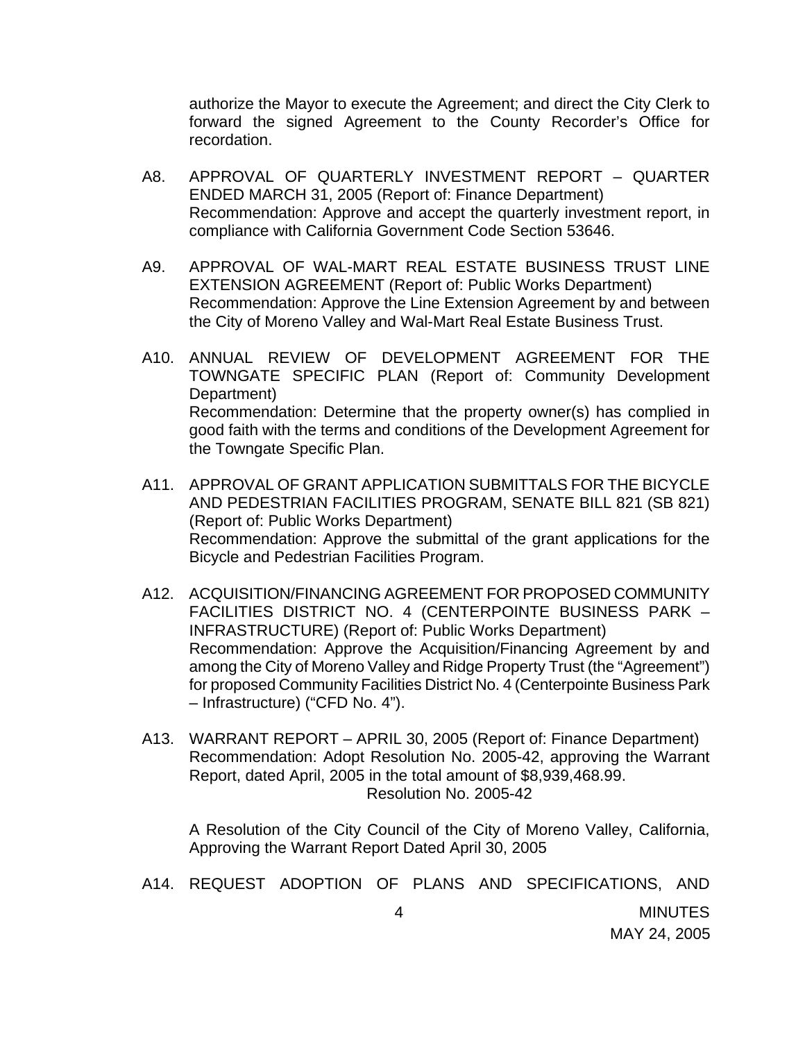authorize the Mayor to execute the Agreement; and direct the City Clerk to forward the signed Agreement to the County Recorder's Office for recordation.

A8. APPROVAL OF QUARTERLY INVESTMENT REPORT – QUARTER ENDED MARCH 31, 2005 (Report of: Finance Department)
Recommendation: Approve and accept the quarterly investment report, in compliance with California Government Code Section 53646.

A9. APPROVAL OF WAL-MART REAL ESTATE BUSINESS TRUST LINE EXTENSION AGREEMENT (Report of: Public Works Department)
Recommendation: Approve the Line Extension Agreement by and between the City of Moreno Valley and Wal-Mart Real Estate Business Trust.

A10. ANNUAL REVIEW OF DEVELOPMENT AGREEMENT FOR THE TOWNGATE SPECIFIC PLAN (Report of: Community Development Department)
Recommendation: Determine that the property owner(s) has complied in good faith with the terms and conditions of the Development Agreement for the Towngate Specific Plan.

A11. APPROVAL OF GRANT APPLICATION SUBMITTALS FOR THE BICYCLE AND PEDESTRIAN FACILITIES PROGRAM, SENATE BILL 821 (SB 821) (Report of: Public Works Department)
Recommendation: Approve the submittal of the grant applications for the Bicycle and Pedestrian Facilities Program.

A12. ACQUISITION/FINANCING AGREEMENT FOR PROPOSED COMMUNITY FACILITIES DISTRICT NO. 4 (CENTERPOINTE BUSINESS PARK – INFRASTRUCTURE) (Report of: Public Works Department)
Recommendation: Approve the Acquisition/Financing Agreement by and among the City of Moreno Valley and Ridge Property Trust (the "Agreement") for proposed Community Facilities District No. 4 (Centerpointe Business Park – Infrastructure) ("CFD No. 4").

A13. WARRANT REPORT – APRIL 30, 2005 (Report of: Finance Department)
Recommendation: Adopt Resolution No. 2005-42, approving the Warrant Report, dated April, 2005 in the total amount of $8,939,468.99.

Resolution No. 2005-42

A Resolution of the City Council of the City of Moreno Valley, California, Approving the Warrant Report Dated April 30, 2005

A14. REQUEST ADOPTION OF PLANS AND SPECIFICATIONS, AND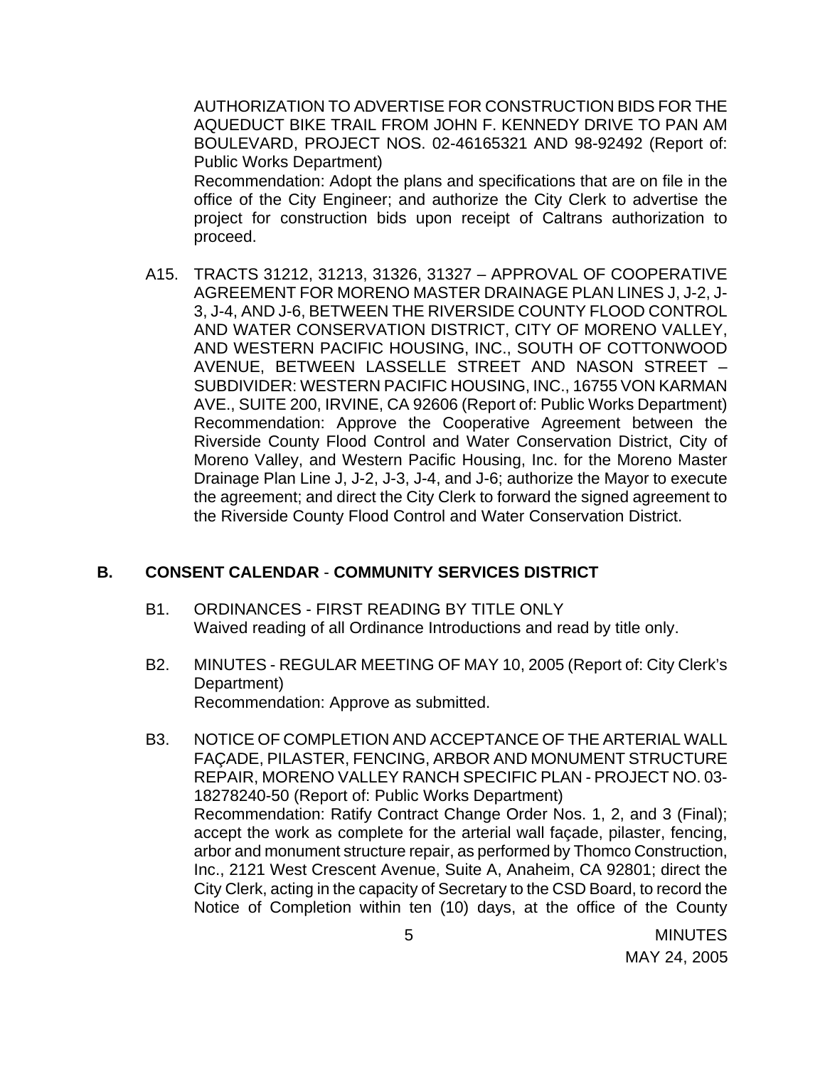AUTHORIZATION TO ADVERTISE FOR CONSTRUCTION BIDS FOR THE AQUEDUCT BIKE TRAIL FROM JOHN F. KENNEDY DRIVE TO PAN AM BOULEVARD, PROJECT NOS. 02-46165321 AND 98-92492 (Report of: Public Works Department)
Recommendation: Adopt the plans and specifications that are on file in the office of the City Engineer; and authorize the City Clerk to advertise the project for construction bids upon receipt of Caltrans authorization to proceed.

A15. TRACTS 31212, 31213, 31326, 31327 – APPROVAL OF COOPERATIVE AGREEMENT FOR MORENO MASTER DRAINAGE PLAN LINES J, J-2, J-3, J-4, AND J-6, BETWEEN THE RIVERSIDE COUNTY FLOOD CONTROL AND WATER CONSERVATION DISTRICT, CITY OF MORENO VALLEY, AND WESTERN PACIFIC HOUSING, INC., SOUTH OF COTTONWOOD AVENUE, BETWEEN LASSELLE STREET AND NASON STREET – SUBDIVIDER: WESTERN PACIFIC HOUSING, INC., 16755 VON KARMAN AVE., SUITE 200, IRVINE, CA 92606 (Report of: Public Works Department)
Recommendation: Approve the Cooperative Agreement between the Riverside County Flood Control and Water Conservation District, City of Moreno Valley, and Western Pacific Housing, Inc. for the Moreno Master Drainage Plan Line J, J-2, J-3, J-4, and J-6; authorize the Mayor to execute the agreement; and direct the City Clerk to forward the signed agreement to the Riverside County Flood Control and Water Conservation District.

## B. CONSENT CALENDAR - COMMUNITY SERVICES DISTRICT

B1. ORDINANCES - FIRST READING BY TITLE ONLY
Waived reading of all Ordinance Introductions and read by title only.

B2. MINUTES - REGULAR MEETING OF MAY 10, 2005 (Report of: City Clerk's Department)
Recommendation: Approve as submitted.

B3. NOTICE OF COMPLETION AND ACCEPTANCE OF THE ARTERIAL WALL FAÇADE, PILASTER, FENCING, ARBOR AND MONUMENT STRUCTURE REPAIR, MORENO VALLEY RANCH SPECIFIC PLAN - PROJECT NO. 03-18278240-50 (Report of: Public Works Department)
Recommendation: Ratify Contract Change Order Nos. 1, 2, and 3 (Final); accept the work as complete for the arterial wall façade, pilaster, fencing, arbor and monument structure repair, as performed by Thomco Construction, Inc., 2121 West Crescent Avenue, Suite A, Anaheim, CA 92801; direct the City Clerk, acting in the capacity of Secretary to the CSD Board, to record the Notice of Completion within ten (10) days, at the office of the County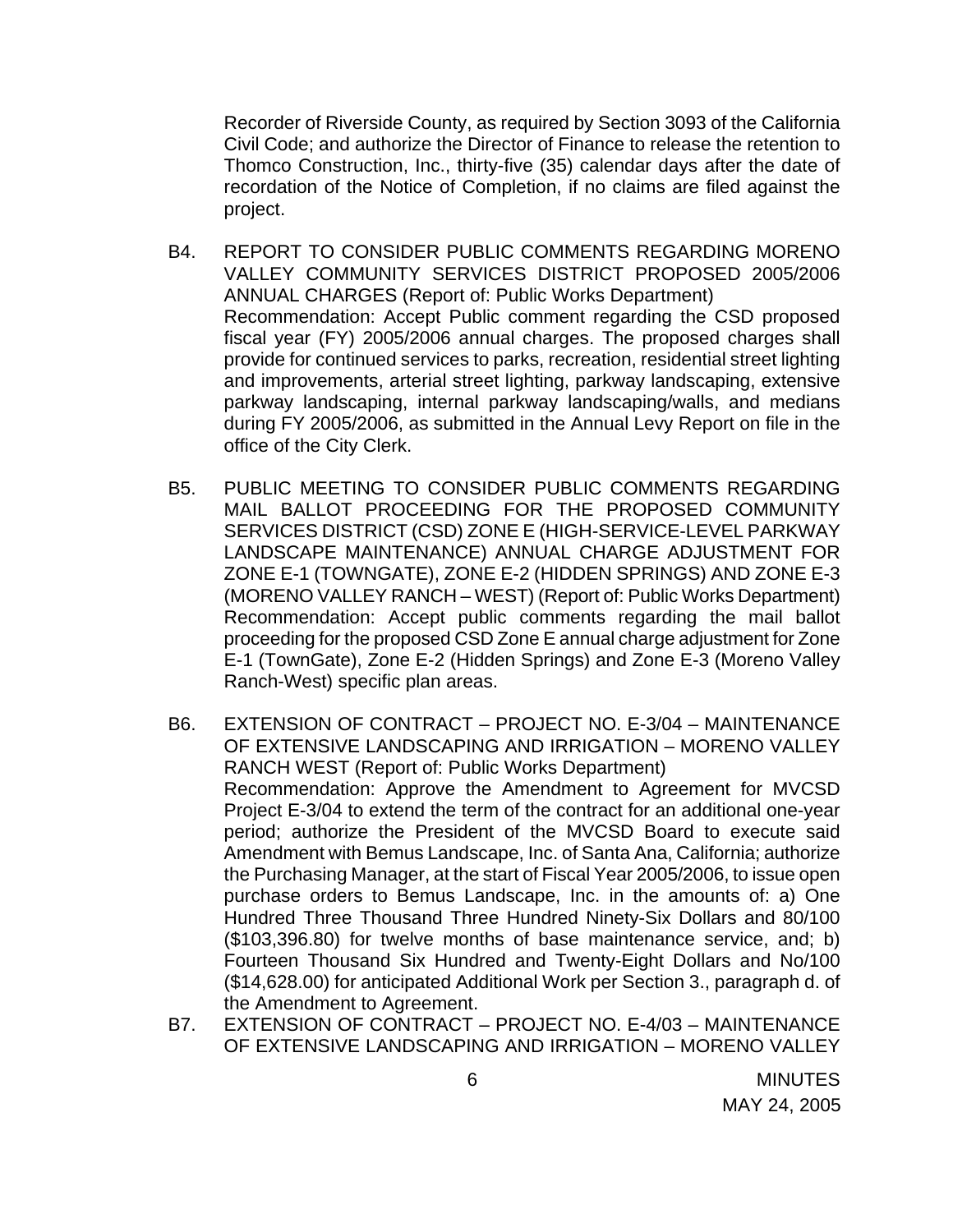Recorder of Riverside County, as required by Section 3093 of the California Civil Code; and authorize the Director of Finance to release the retention to Thomco Construction, Inc., thirty-five (35) calendar days after the date of recordation of the Notice of Completion, if no claims are filed against the project.

B4. REPORT TO CONSIDER PUBLIC COMMENTS REGARDING MORENO VALLEY COMMUNITY SERVICES DISTRICT PROPOSED 2005/2006 ANNUAL CHARGES (Report of: Public Works Department)
Recommendation: Accept Public comment regarding the CSD proposed fiscal year (FY) 2005/2006 annual charges. The proposed charges shall provide for continued services to parks, recreation, residential street lighting and improvements, arterial street lighting, parkway landscaping, extensive parkway landscaping, internal parkway landscaping/walls, and medians during FY 2005/2006, as submitted in the Annual Levy Report on file in the office of the City Clerk.

B5. PUBLIC MEETING TO CONSIDER PUBLIC COMMENTS REGARDING MAIL BALLOT PROCEEDING FOR THE PROPOSED COMMUNITY SERVICES DISTRICT (CSD) ZONE E (HIGH-SERVICE-LEVEL PARKWAY LANDSCAPE MAINTENANCE) ANNUAL CHARGE ADJUSTMENT FOR ZONE E-1 (TOWNGATE), ZONE E-2 (HIDDEN SPRINGS) AND ZONE E-3 (MORENO VALLEY RANCH – WEST) (Report of: Public Works Department)
Recommendation: Accept public comments regarding the mail ballot proceeding for the proposed CSD Zone E annual charge adjustment for Zone E-1 (TownGate), Zone E-2 (Hidden Springs) and Zone E-3 (Moreno Valley Ranch-West) specific plan areas.

B6. EXTENSION OF CONTRACT – PROJECT NO. E-3/04 – MAINTENANCE OF EXTENSIVE LANDSCAPING AND IRRIGATION – MORENO VALLEY RANCH WEST (Report of: Public Works Department)
Recommendation: Approve the Amendment to Agreement for MVCSD Project E-3/04 to extend the term of the contract for an additional one-year period; authorize the President of the MVCSD Board to execute said Amendment with Bemus Landscape, Inc. of Santa Ana, California; authorize the Purchasing Manager, at the start of Fiscal Year 2005/2006, to issue open purchase orders to Bemus Landscape, Inc. in the amounts of: a) One Hundred Three Thousand Three Hundred Ninety-Six Dollars and 80/100 ($103,396.80) for twelve months of base maintenance service, and; b) Fourteen Thousand Six Hundred and Twenty-Eight Dollars and No/100 ($14,628.00) for anticipated Additional Work per Section 3., paragraph d. of the Amendment to Agreement.

B7. EXTENSION OF CONTRACT – PROJECT NO. E-4/03 – MAINTENANCE OF EXTENSIVE LANDSCAPING AND IRRIGATION – MORENO VALLEY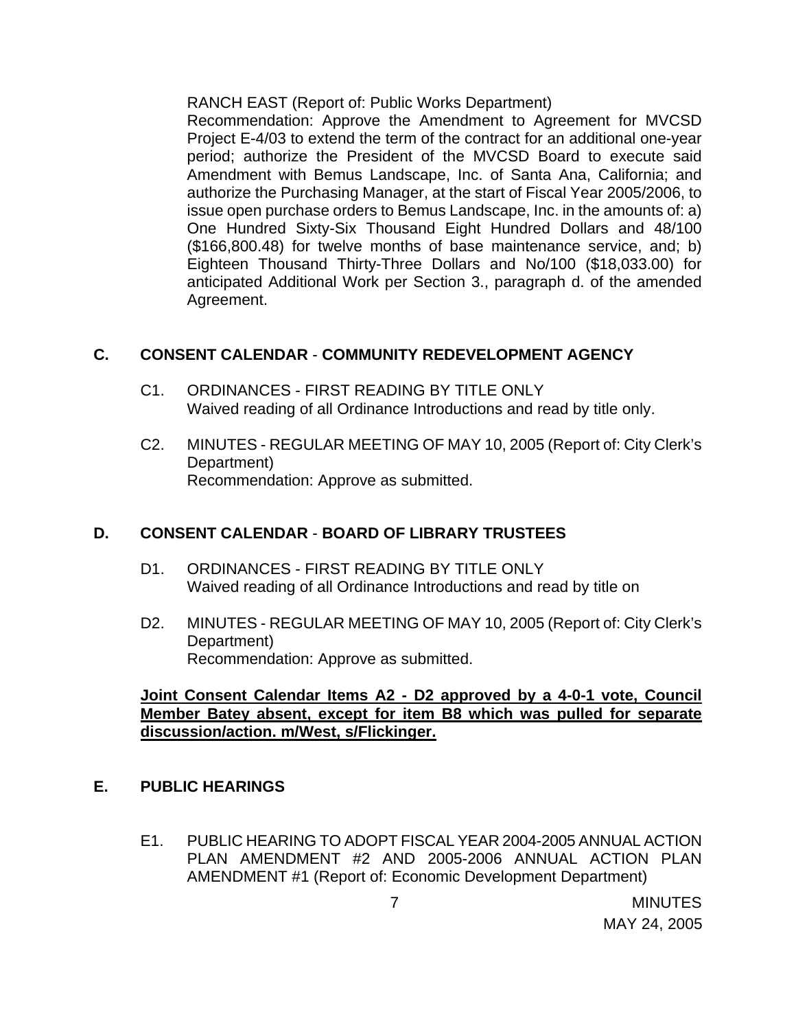RANCH EAST (Report of: Public Works Department)

Recommendation: Approve the Amendment to Agreement for MVCSD Project E-4/03 to extend the term of the contract for an additional one-year period; authorize the President of the MVCSD Board to execute said Amendment with Bemus Landscape, Inc. of Santa Ana, California; and authorize the Purchasing Manager, at the start of Fiscal Year 2005/2006, to issue open purchase orders to Bemus Landscape, Inc. in the amounts of: a) One Hundred Sixty-Six Thousand Eight Hundred Dollars and 48/100 ($166,800.48) for twelve months of base maintenance service, and; b) Eighteen Thousand Thirty-Three Dollars and No/100 ($18,033.00) for anticipated Additional Work per Section 3., paragraph d. of the amended Agreement.

## C. CONSENT CALENDAR - COMMUNITY REDEVELOPMENT AGENCY

C1. ORDINANCES - FIRST READING BY TITLE ONLY
Waived reading of all Ordinance Introductions and read by title only.

C2. MINUTES - REGULAR MEETING OF MAY 10, 2005 (Report of: City Clerk's Department)
Recommendation: Approve as submitted.

## D. CONSENT CALENDAR - BOARD OF LIBRARY TRUSTEES

D1. ORDINANCES - FIRST READING BY TITLE ONLY
Waived reading of all Ordinance Introductions and read by title on

D2. MINUTES - REGULAR MEETING OF MAY 10, 2005 (Report of: City Clerk's Department)
Recommendation: Approve as submitted.

**Joint Consent Calendar Items A2 - D2 approved by a 4-0-1 vote, Council Member Batey absent, except for item B8 which was pulled for separate discussion/action. m/West, s/Flickinger.**

## E. PUBLIC HEARINGS

E1. PUBLIC HEARING TO ADOPT FISCAL YEAR 2004-2005 ANNUAL ACTION PLAN AMENDMENT #2 AND 2005-2006 ANNUAL ACTION PLAN AMENDMENT #1 (Report of: Economic Development Department)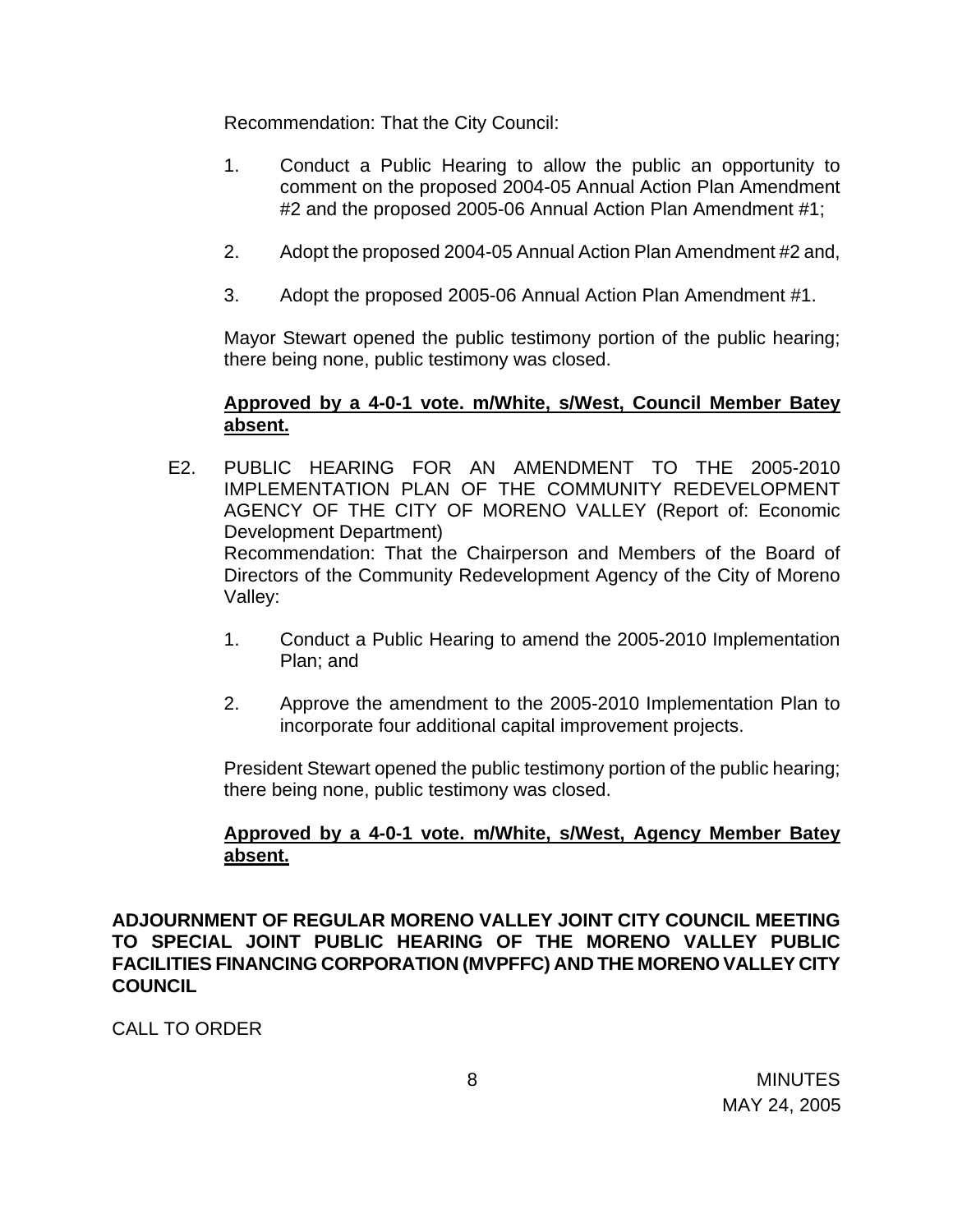Recommendation: That the City Council:

1. Conduct a Public Hearing to allow the public an opportunity to comment on the proposed 2004-05 Annual Action Plan Amendment #2 and the proposed 2005-06 Annual Action Plan Amendment #1;

2. Adopt the proposed 2004-05 Annual Action Plan Amendment #2 and,

3. Adopt the proposed 2005-06 Annual Action Plan Amendment #1.

Mayor Stewart opened the public testimony portion of the public hearing; there being none, public testimony was closed.

**Approved by a 4-0-1 vote. m/White, s/West, Council Member Batey absent.**

E2. PUBLIC HEARING FOR AN AMENDMENT TO THE 2005-2010 IMPLEMENTATION PLAN OF THE COMMUNITY REDEVELOPMENT AGENCY OF THE CITY OF MORENO VALLEY (Report of: Economic Development Department)
Recommendation: That the Chairperson and Members of the Board of Directors of the Community Redevelopment Agency of the City of Moreno Valley:

1. Conduct a Public Hearing to amend the 2005-2010 Implementation Plan; and

2. Approve the amendment to the 2005-2010 Implementation Plan to incorporate four additional capital improvement projects.

President Stewart opened the public testimony portion of the public hearing; there being none, public testimony was closed.

**Approved by a 4-0-1 vote. m/White, s/West, Agency Member Batey absent.**

**ADJOURNMENT OF REGULAR MORENO VALLEY JOINT CITY COUNCIL MEETING TO SPECIAL JOINT PUBLIC HEARING OF THE MORENO VALLEY PUBLIC FACILITIES FINANCING CORPORATION (MVPFFC) AND THE MORENO VALLEY CITY COUNCIL**

CALL TO ORDER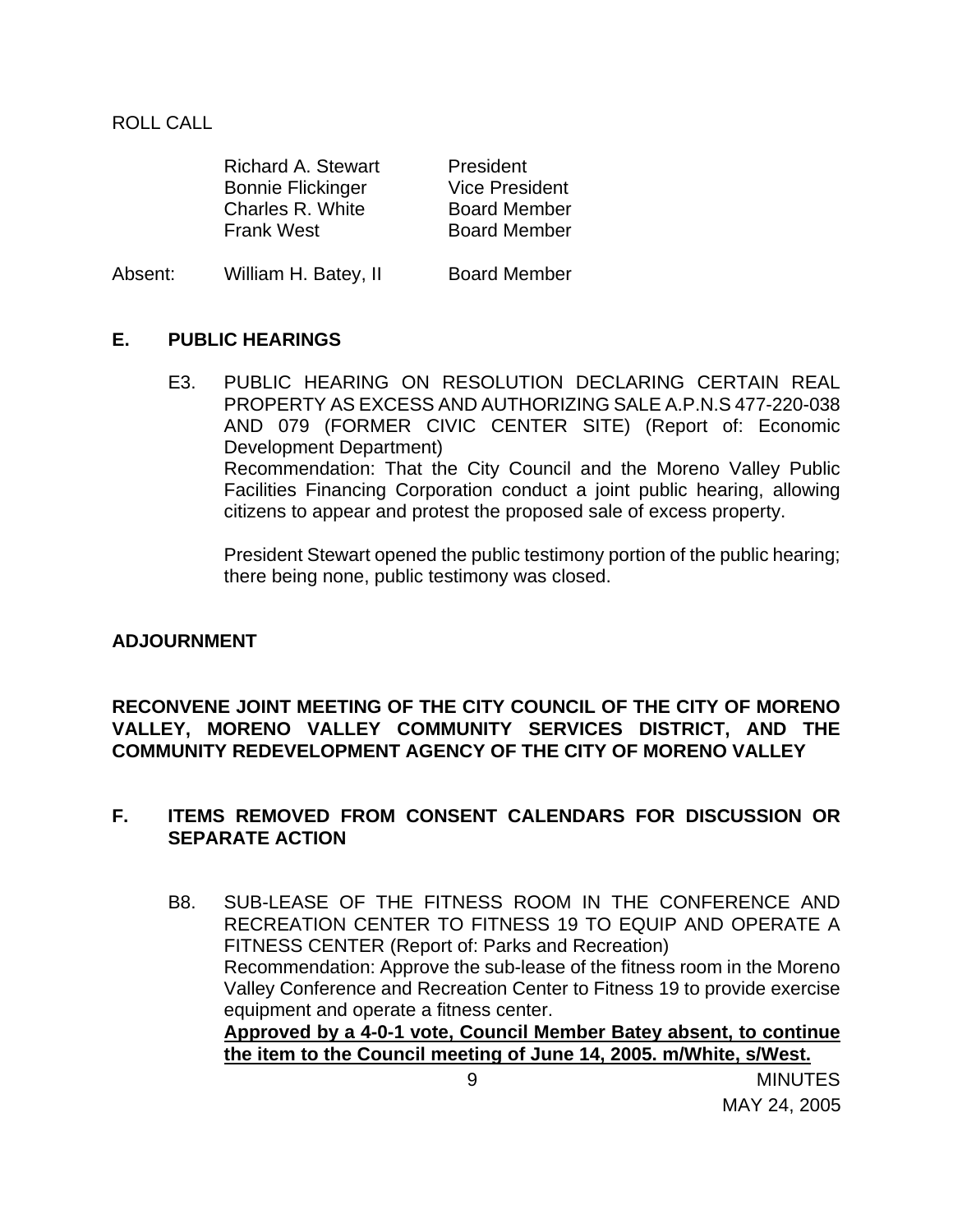ROLL CALL

| | |
|---|---|
| Richard A. Stewart | President |
| Bonnie Flickinger | Vice President |
| Charles R. White | Board Member |
| Frank West | Board Member |

Absent: William H. Batey, II Board Member

## E. PUBLIC HEARINGS

E3. PUBLIC HEARING ON RESOLUTION DECLARING CERTAIN REAL PROPERTY AS EXCESS AND AUTHORIZING SALE A.P.N.S 477-220-038 AND 079 (FORMER CIVIC CENTER SITE) (Report of: Economic Development Department)
Recommendation: That the City Council and the Moreno Valley Public Facilities Financing Corporation conduct a joint public hearing, allowing citizens to appear and protest the proposed sale of excess property.

President Stewart opened the public testimony portion of the public hearing; there being none, public testimony was closed.

## ADJOURNMENT

## RECONVENE JOINT MEETING OF THE CITY COUNCIL OF THE CITY OF MORENO VALLEY, MORENO VALLEY COMMUNITY SERVICES DISTRICT, AND THE COMMUNITY REDEVELOPMENT AGENCY OF THE CITY OF MORENO VALLEY

## F. ITEMS REMOVED FROM CONSENT CALENDARS FOR DISCUSSION OR SEPARATE ACTION

B8. SUB-LEASE OF THE FITNESS ROOM IN THE CONFERENCE AND RECREATION CENTER TO FITNESS 19 TO EQUIP AND OPERATE A FITNESS CENTER (Report of: Parks and Recreation)
Recommendation: Approve the sub-lease of the fitness room in the Moreno Valley Conference and Recreation Center to Fitness 19 to provide exercise equipment and operate a fitness center.
**Approved by a 4-0-1 vote, Council Member Batey absent, to continue the item to the Council meeting of June 14, 2005. m/White, s/West.**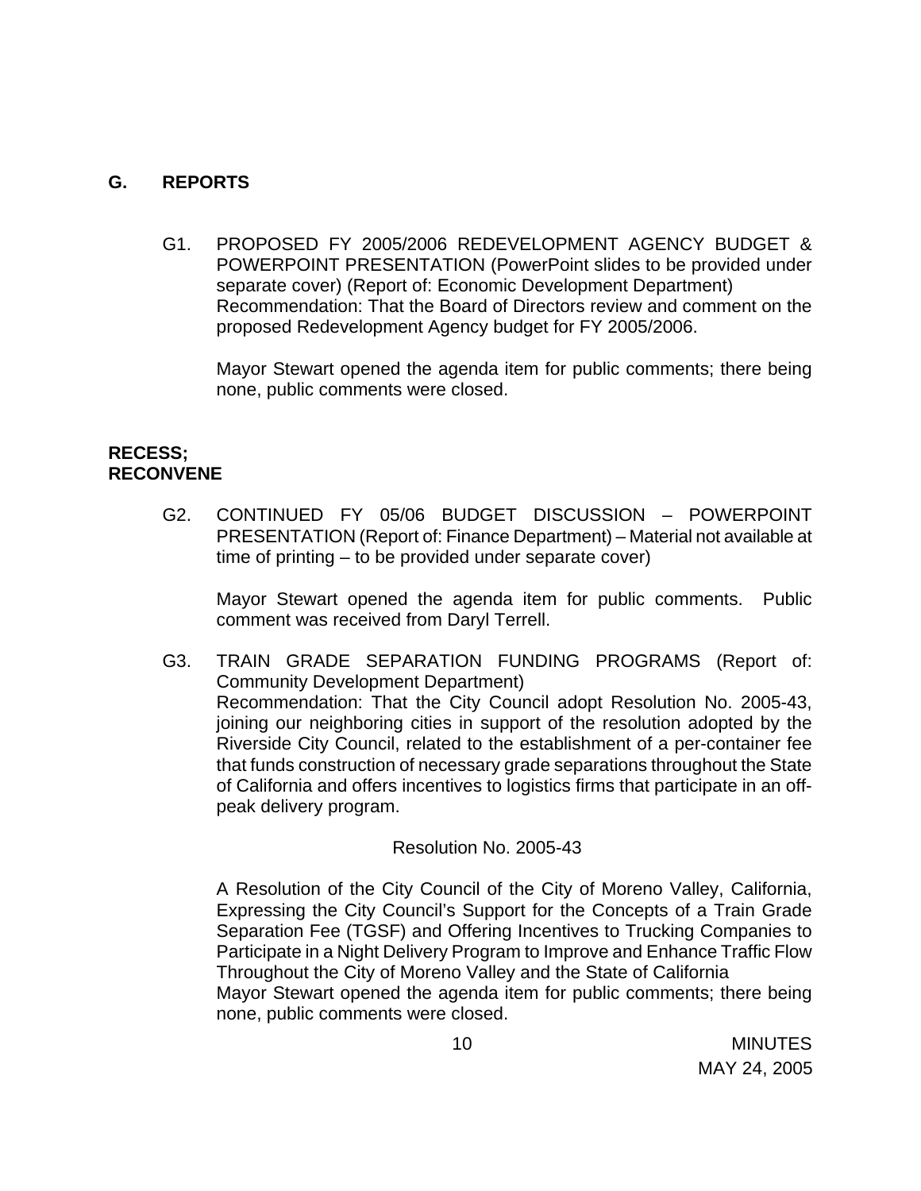## G. REPORTS

G1. PROPOSED FY 2005/2006 REDEVELOPMENT AGENCY BUDGET & POWERPOINT PRESENTATION (PowerPoint slides to be provided under separate cover) (Report of: Economic Development Department)
Recommendation: That the Board of Directors review and comment on the proposed Redevelopment Agency budget for FY 2005/2006.

Mayor Stewart opened the agenda item for public comments; there being none, public comments were closed.

**RECESS; RECONVENE**

G2. CONTINUED FY 05/06 BUDGET DISCUSSION – POWERPOINT PRESENTATION (Report of: Finance Department) – Material not available at time of printing – to be provided under separate cover)

Mayor Stewart opened the agenda item for public comments. Public comment was received from Daryl Terrell.

G3. TRAIN GRADE SEPARATION FUNDING PROGRAMS (Report of: Community Development Department)
Recommendation: That the City Council adopt Resolution No. 2005-43, joining our neighboring cities in support of the resolution adopted by the Riverside City Council, related to the establishment of a per-container fee that funds construction of necessary grade separations throughout the State of California and offers incentives to logistics firms that participate in an off-peak delivery program.

Resolution No. 2005-43

A Resolution of the City Council of the City of Moreno Valley, California, Expressing the City Council's Support for the Concepts of a Train Grade Separation Fee (TGSF) and Offering Incentives to Trucking Companies to Participate in a Night Delivery Program to Improve and Enhance Traffic Flow Throughout the City of Moreno Valley and the State of California
Mayor Stewart opened the agenda item for public comments; there being none, public comments were closed.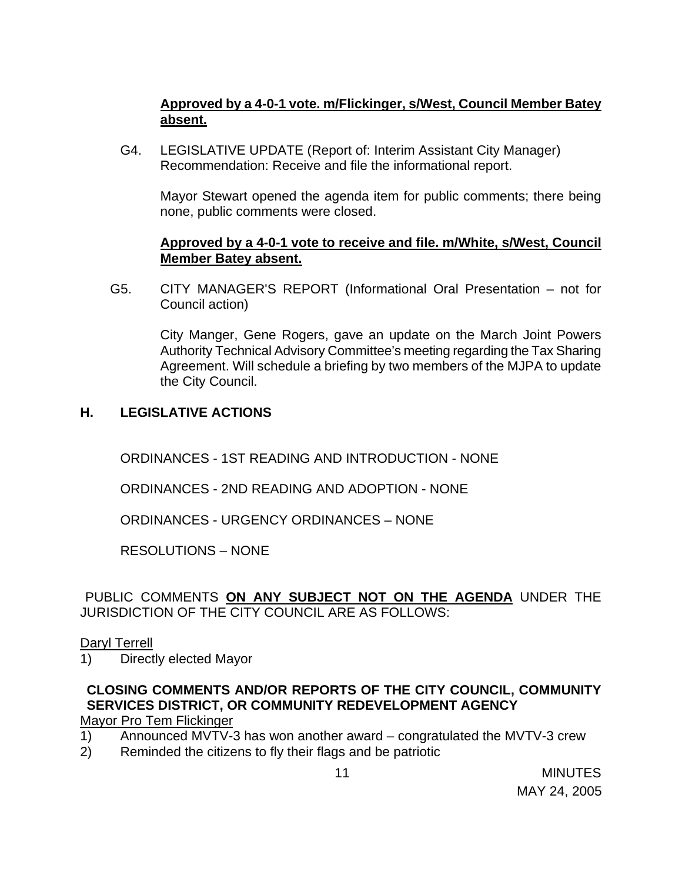**Approved by a 4-0-1 vote. m/Flickinger, s/West, Council Member Batey absent.**

G4. LEGISLATIVE UPDATE (Report of: Interim Assistant City Manager) Recommendation: Receive and file the informational report.

Mayor Stewart opened the agenda item for public comments; there being none, public comments were closed.

**Approved by a 4-0-1 vote to receive and file. m/White, s/West, Council Member Batey absent.**

G5. CITY MANAGER'S REPORT (Informational Oral Presentation – not for Council action)

City Manger, Gene Rogers, gave an update on the March Joint Powers Authority Technical Advisory Committee's meeting regarding the Tax Sharing Agreement. Will schedule a briefing by two members of the MJPA to update the City Council.

## H. LEGISLATIVE ACTIONS

ORDINANCES - 1ST READING AND INTRODUCTION - NONE

ORDINANCES - 2ND READING AND ADOPTION - NONE

ORDINANCES - URGENCY ORDINANCES – NONE

RESOLUTIONS – NONE

PUBLIC COMMENTS **ON ANY SUBJECT NOT ON THE AGENDA** UNDER THE JURISDICTION OF THE CITY COUNCIL ARE AS FOLLOWS:

Daryl Terrell

1) Directly elected Mayor

**CLOSING COMMENTS AND/OR REPORTS OF THE CITY COUNCIL, COMMUNITY SERVICES DISTRICT, OR COMMUNITY REDEVELOPMENT AGENCY**

Mayor Pro Tem Flickinger

1) Announced MVTV-3 has won another award – congratulated the MVTV-3 crew
2) Reminded the citizens to fly their flags and be patriotic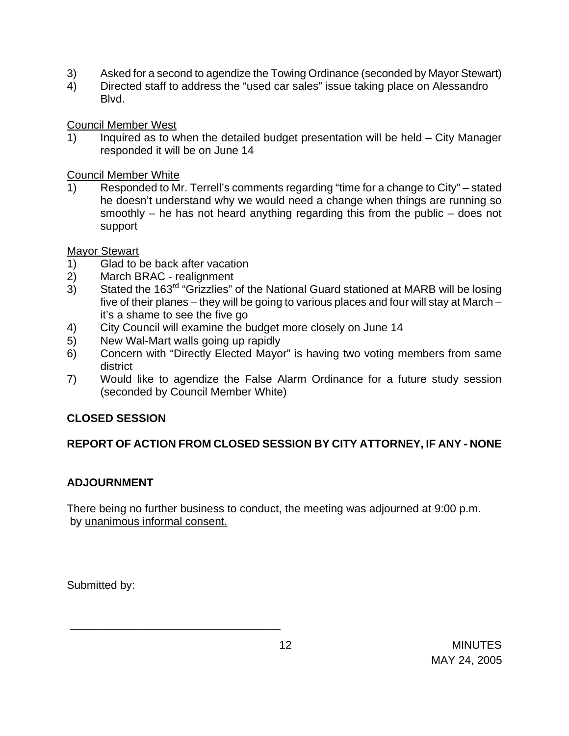3) Asked for a second to agendize the Towing Ordinance (seconded by Mayor Stewart)
4) Directed staff to address the "used car sales" issue taking place on Alessandro Blvd.

Council Member West

1) Inquired as to when the detailed budget presentation will be held – City Manager responded it will be on June 14

Council Member White

1) Responded to Mr. Terrell's comments regarding "time for a change to City" – stated he doesn't understand why we would need a change when things are running so smoothly – he has not heard anything regarding this from the public – does not support

Mayor Stewart

1) Glad to be back after vacation
2) March BRAC - realignment
3) Stated the 163rd "Grizzlies" of the National Guard stationed at MARB will be losing five of their planes – they will be going to various places and four will stay at March – it's a shame to see the five go
4) City Council will examine the budget more closely on June 14
5) New Wal-Mart walls going up rapidly
6) Concern with "Directly Elected Mayor" is having two voting members from same district
7) Would like to agendize the False Alarm Ordinance for a future study session (seconded by Council Member White)

**CLOSED SESSION**

**REPORT OF ACTION FROM CLOSED SESSION BY CITY ATTORNEY, IF ANY - NONE**

**ADJOURNMENT**

There being no further business to conduct, the meeting was adjourned at 9:00 p.m. by unanimous informal consent.

Submitted by:

\_\_\_\_\_\_\_\_\_\_\_\_\_\_\_\_\_\_\_\_\_\_\_\_\_\_\_\_\_\_\_\_\_\_

MINUTES
MAY 24, 2005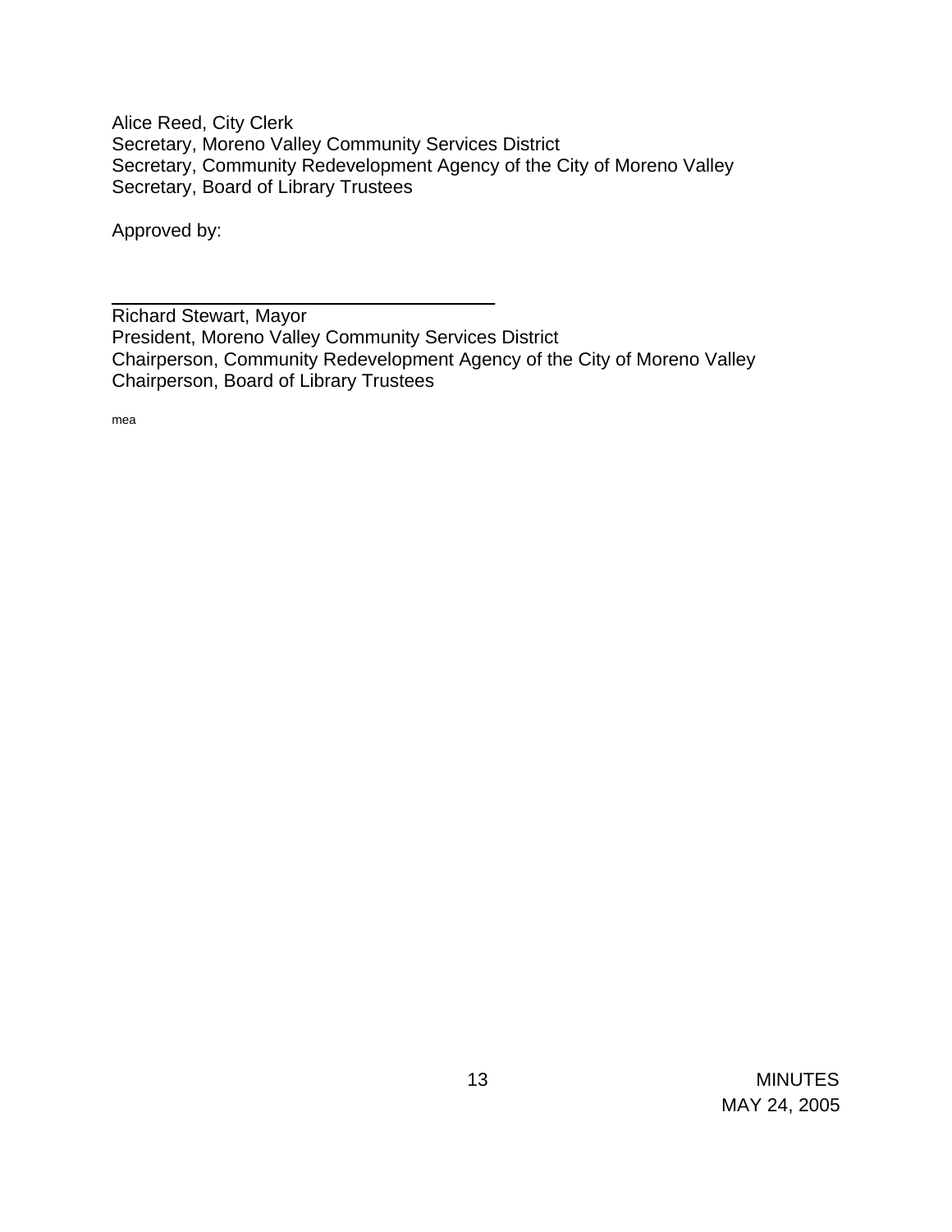Alice Reed, City Clerk
Secretary, Moreno Valley Community Services District
Secretary, Community Redevelopment Agency of the City of Moreno Valley
Secretary, Board of Library Trustees

Approved by:

\_\_\_\_\_\_\_\_\_\_\_\_\_\_\_\_\_\_\_\_\_\_\_\_\_\_\_\_\_\_\_\_\_\_\_\_\_\_\_\_

Richard Stewart, Mayor
President, Moreno Valley Community Services District
Chairperson, Community Redevelopment Agency of the City of Moreno Valley
Chairperson, Board of Library Trustees

mea